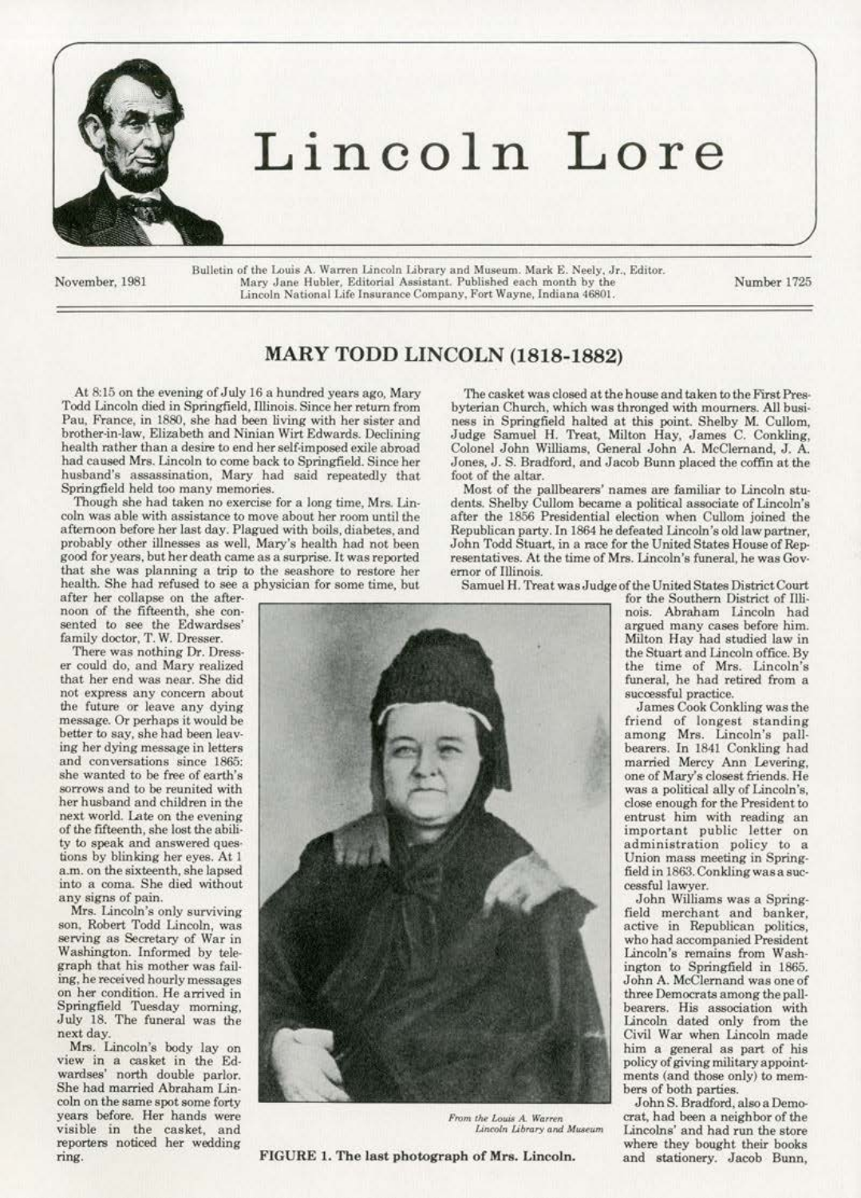# Lincoln Lore

November, 1981

Bulletin of the Louis A. Warren Lincoln Library and Museum. Mark E. Neely, Jr., Editor. Mary Jane Hubler, Editorial Assistant. Published each month by the Lincoln National Life Insurance Company, Fort Wayne, Indiana 46801.

Number 1725

## MARY TODD LINCOLN (1818-1882)

At 8:15 on the evening of July 16 a hundred years ago, Mary Todd Lincoln died in Springfield, Illinois. Since her return from Pau, France, in 1880, she had been living with her sister and brother-in-law, Elizabeth and Ninian Wirt Edwards. Declining health rather than a desire to end her self-imposed exile abroad had caused Mrs. Lincoln to come back to Springfield. Since her husband's assassination, Mary had said repeatedly that Springfield held too many memories.

Though she had taken no exercise for a long time, Mrs. Lincoln was able with assistance to move about her room until the afternoon before her last day. Plagued with boils, diabetes, and probably other illnesses as well, Mary's health had not been good for years, but her death came as a surprise. It was reported that she was planning a trip to the seashore to restore her health. She had refused to see a physician for some time, but after her collapse on the afternoon of the fifteenth, she consented to see the Edwardses' family doctor, T. W. Dresser.

There was nothing Dr. Dresser could do, and Mary realized that her end was near. She did not express any concern about the future or leave any dying message. Or perhaps it would be better to say, she had been leaving her dying message in letters and conversations since 1865: she wanted to be free of earth's sorrows and to be reunited with her husband and children in the next world. Late on the evening of the fifteenth, she lost the ability to speak and answered questions by blinking her eyes. At 1 a.m. on the sixteenth, she lapsed into a coma. She died without any signs of pain.

Mrs. Lincoln's only surviving son, Robert Todd Lincoln, was serving as Secretary of War in Washington. Informed by telegraph that his mother was failing, he received hourly messages on her condition. He arrived in Springfield Tuesday morning, July 18. The funeral was the next day.

Mrs. Lincoln's body lay on view in a casket in the Edwardses' north double parlor. She had married Abraham Lincoln on the same spot some forty years before. Her hands were visible in the casket, and reporters noticed her wedding ring.

*From the Louis A. Warren Lincoln Library and Museum*

**FIGURE 1. The last photograph of Mrs. Lincoln.**

The casket was closed at the house and taken to the First Presbyterian Church, which was thronged with mourners. All business in Springfield halted at this point. Shelby M. Cullom, Judge Samuel H. Treat, Milton Hay, James C. Conkling, Colonel John Williams, General John A. McClernand, J. A. Jones, J. S. Bradford, and Jacob Bunn placed the coffin at the foot of the altar.

Most of the pallbearers' names are familiar to Lincoln students. Shelby Cullom became a political associate of Lincoln's after the 1856 Presidential election when Cullom joined the Republican party. In 1864 he defeated Lincoln's old law partner, John Todd Stuart, in a race for the United States House of Representatives. At the time of Mrs. Lincoln's funeral, he was Governor of Illinois.

Samuel H. Treat was Judge of the United States District Court for the Southern District of Illinois. Abraham Lincoln had argued many cases before him. Milton Hay had studied law in the Stuart and Lincoln office. By the time of Mrs. Lincoln's funeral, he had retired from a successful practice.

James Cook Conkling was the friend of longest standing among Mrs. Lincoln's pallbearers. In 1841 Conkling had married Mercy Ann Levering, one of Mary's closest friends. He was a political ally of Lincoln's, close enough for the President to entrust him with reading an important public letter on administration policy to a Union mass meeting in Springfield in 1863. Conkling was a successful lawyer.

John Williams was a Springfield merchant and banker, active in Republican politics, who had accompanied President Lincoln's remains from Washington to Springfield in 1865. John A. McClernand was one of three Democrats among the pallbearers. His association with Lincoln dated only from the Civil War when Lincoln made him a general as part of his policy of giving military appointments (and those only) to members of both parties.

John S. Bradford, also a Democrat, had been a neighbor of the Lincolns' and had run the store where they bought their books and stationery. Jacob Bunn,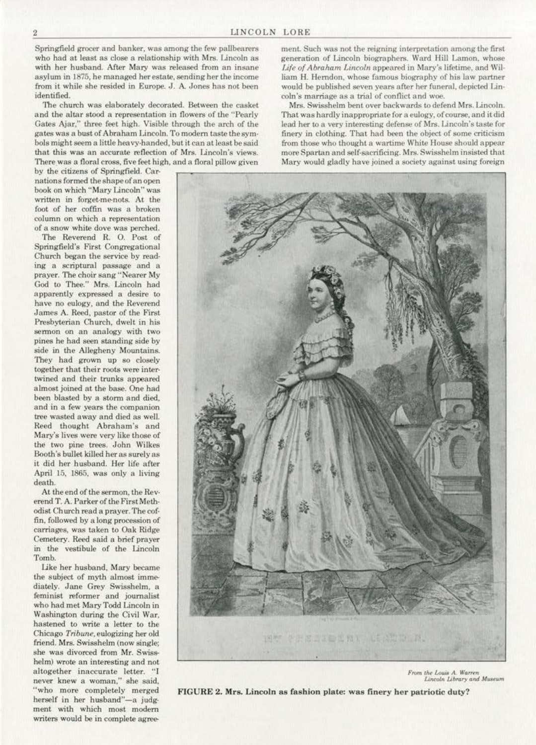Springfield grocer and banker, was among the few pallbearers who had at least as close a relationship with Mrs. Lincoln as with her husband. After Mary was released from an insane asylum in 1875, he managed her estate, sending her the income from it while she resided in Europe. J. A. Jones has not been identified.

The church was elaborately decorated. Between the casket and the altar stood a representation in flowers of the "Pearly Gates Ajar," three feet high. Visible through the arch of the gates was a bust of Abraham Lincoln. To modern taste the symbols might seem a little heavy-handed, but it can at least be said that this was an accurate reflection of Mrs. Lincoln's views. There was a floral cross, five feet high, and a floral pillow given by the citizens of Springfield. Carnations formed the shape of an open book on which "Mary Lincoln" was written in forget-me-nots. At the foot of her coffin was a broken column on which a representation of a snow white dove was perched.

The Reverend R. O. Post of Springfield's First Congregational Church began the service by reading a scriptural passage and a prayer. The choir sang "Nearer My God to Thee." Mrs. Lincoln had apparently expressed a desire to have no eulogy, and the Reverend James A. Reed, pastor of the First Presbyterian Church, dwelt in his sermon on an analogy with two pines he had seen standing side by side in the Allegheny Mountains. They had grown up so closely together that their roots were intertwined and their trunks appeared almost joined at the base. One had been blasted by a storm and died, and in a few years the companion tree wasted away and died as well. Reed thought Abraham's and Mary's lives were very like those of the two pine trees. John Wilkes Booth's bullet killed her as surely as it did her husband. Her life after April 15, 1865, was only a living death.

At the end of the sermon, the Reverend T. A. Parker of the First Methodist Church read a prayer. The coffin, followed by a long procession of carriages, was taken to Oak Ridge Cemetery. Reed said a brief prayer in the vestibule of the Lincoln Tomb.

Like her husband, Mary became the subject of myth almost immediately. Jane Grey Swisshelm, a feminist reformer and journalist who had met Mary Todd Lincoln in Washington during the Civil War, hastened to write a letter to the Chicago *Tribune*, eulogizing her old friend. Mrs. Swisshelm (now single; she was divorced from Mr. Swisshelm) wrote an interesting and not altogether inaccurate letter. "I never knew a woman," she said, "who more completely merged herself in her husband"—a judgment with which most modern writers would be in complete agreement. Such was not the reigning interpretation among the first generation of Lincoln biographers. Ward Hill Lamon, whose *Life of Abraham Lincoln* appeared in Mary's lifetime, and William H. Herndon, whose famous biography of his law partner would be published seven years after her funeral, depicted Lincoln's marriage as a trial of conflict and woe.

Mrs. Swisshelm bent over backwards to defend Mrs. Lincoln. That was hardly inappropriate for a eulogy, of course, and it did lead her to a very interesting defense of Mrs. Lincoln's taste for finery in clothing. That had been the object of some criticism from those who thought a wartime White House should appear more Spartan and self-sacrificing. Mrs. Swisshelm insisted that Mary would gladly have joined a society against using foreign

*From the Louis A. Warren Lincoln Library and Museum*

**FIGURE 2. Mrs. Lincoln as fashion plate: was finery her patriotic duty?**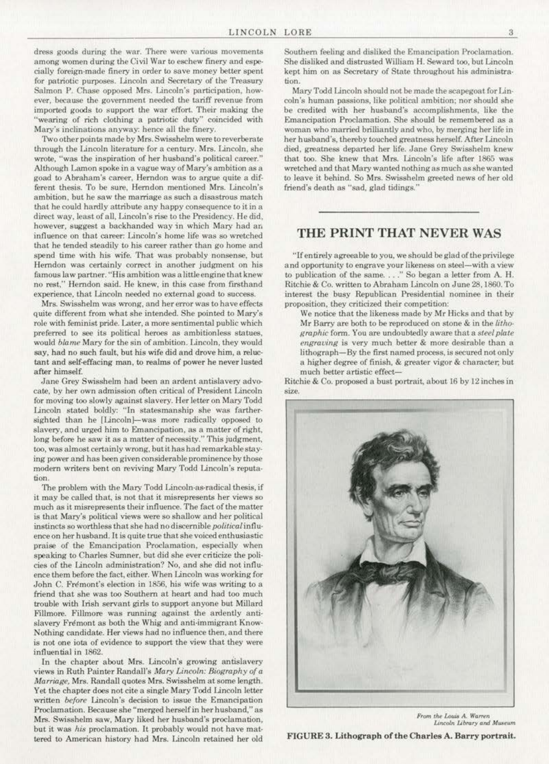dress goods during the war. There were various movements among women during the Civil War to eschew finery and especially foreign-made finery in order to save money better spent for patriotic purposes. Lincoln and Secretary of the Treasury Salmon P. Chase opposed Mrs. Lincoln's participation, however, because the government needed the tariff revenue from imported goods to support the war effort. Their making the "wearing of rich clothing a patriotic duty" coincided with Mary's inclinations anyway: hence all the finery.

Two other points made by Mrs. Swisshelm were to reverberate through the Lincoln literature for a century. Mrs. Lincoln, she wrote, "was the inspiration of her husband's political career." Although Lamon spoke in a vague way of Mary's ambition as a goad to Abraham's career, Herndon was to argue quite a different thesis. To be sure, Herndon mentioned Mrs. Lincoln's ambition, but he saw the marriage as such a disastrous match that he could hardly attribute any happy consequence to it in a direct way, least of all, Lincoln's rise to the Presidency. He did, however, suggest a backhanded way in which Mary had an influence on that career: Lincoln's home life was so wretched that he tended steadily to his career rather than go home and spend time with his wife. That was probably nonsense, but Herndon was certainly correct in another judgment on his famous law partner. "His ambition was a little engine that knew no rest," Herndon said. He knew, in this case from firsthand experience, that Lincoln needed no external goad to success.

Mrs. Swisshelm was wrong, and her error was to have effects quite different from what she intended. She pointed to Mary's role with feminist pride. Later, a more sentimental public which preferred to see its political heroes as ambitionless statues, would *blame* Mary for the sin of ambition. Lincoln, they would say, had no such fault, but his wife did and drove him, a reluctant and self-effacing man, to realms of power he never lusted after himself.

Jane Grey Swisshelm had been an ardent antislavery advocate, by her own admission often critical of President Lincoln for moving too slowly against slavery. Her letter on Mary Todd Lincoln stated boldly: "In statesmanship she was farther-sighted than he [Lincoln]—was more radically opposed to slavery, and urged him to Emancipation, as a matter of right, long before he saw it as a matter of necessity." This judgment, too, was almost certainly wrong, but it has had remarkable staying power and has been given considerable prominence by those modern writers bent on reviving Mary Todd Lincoln's reputation.

The problem with the Mary Todd Lincoln-as-radical thesis, if it may be called that, is not that it misrepresents her views so much as it misrepresents their influence. The fact of the matter is that Mary's political views were so shallow and her political instincts so worthless that she had no discernible *political* influence on her husband. It is quite true that she voiced enthusiastic praise of the Emancipation Proclamation, especially when speaking to Charles Sumner, but did she ever criticize the policies of the Lincoln administration? No, and she did not influence them before the fact, either. When Lincoln was working for John C. Frémont's election in 1856, his wife was writing to a friend that she was too Southern at heart and had too much trouble with Irish servant girls to support anyone but Millard Fillmore. Fillmore was running against the ardently antislavery Frémont as both the Whig and anti-immigrant Know-Nothing candidate. Her views had no influence then, and there is not one iota of evidence to support the view that they were influential in 1862.

In the chapter about Mrs. Lincoln's growing antislavery views in Ruth Painter Randall's *Mary Lincoln: Biography of a Marriage*, Mrs. Randall quotes Mrs. Swisshelm at some length. Yet the chapter does not cite a single Mary Todd Lincoln letter written *before* Lincoln's decision to issue the Emancipation Proclamation. Because she "merged herself in her husband," as Mrs. Swisshelm saw, Mary liked her husband's proclamation, but it was *his* proclamation. It probably would not have mattered to American history had Mrs. Lincoln retained her old Southern feeling and disliked the Emancipation Proclamation. She disliked and distrusted William H. Seward too, but Lincoln kept him on as Secretary of State throughout his administration.

Mary Todd Lincoln should not be made the scapegoat for Lincoln's human passions, like political ambition; nor should she be credited with her husband's accomplishments, like the Emancipation Proclamation. She should be remembered as a woman who married brilliantly and who, by merging her life in her husband's, thereby touched greatness herself. After Lincoln died, greatness departed her life. Jane Grey Swisshelm knew that too. She knew that Mrs. Lincoln's life after 1865 was wretched and that Mary wanted nothing as much as she wanted to leave it behind. So Mrs. Swisshelm greeted news of her old friend's death as "sad, glad tidings."

## THE PRINT THAT NEVER WAS

"If entirely agreeable to you, we should be glad of the privilege and opportunity to engrave your likeness on steel—with a view to publication of the same. . . ." So began a letter from A. H. Ritchie & Co. written to Abraham Lincoln on June 28, 1860. To interest the busy Republican Presidential nominee in their proposition, they criticized their competition:

> We notice that the likeness made by Mr Hicks and that by Mr Barry are both to be reproduced on stone & in the *lithographic* form. You are undoubtedly aware that a *steel plate engraving* is very much better & more desirable than a lithograph—By the first named process, is secured not only a higher degree of finish, & greater vigor & character, but much better artistic effect—

Ritchie & Co. proposed a bust portrait, about 16 by 12 inches in size.

*From the Louis A. Warren Lincoln Library and Museum*

**FIGURE 3. Lithograph of the Charles A. Barry portrait.**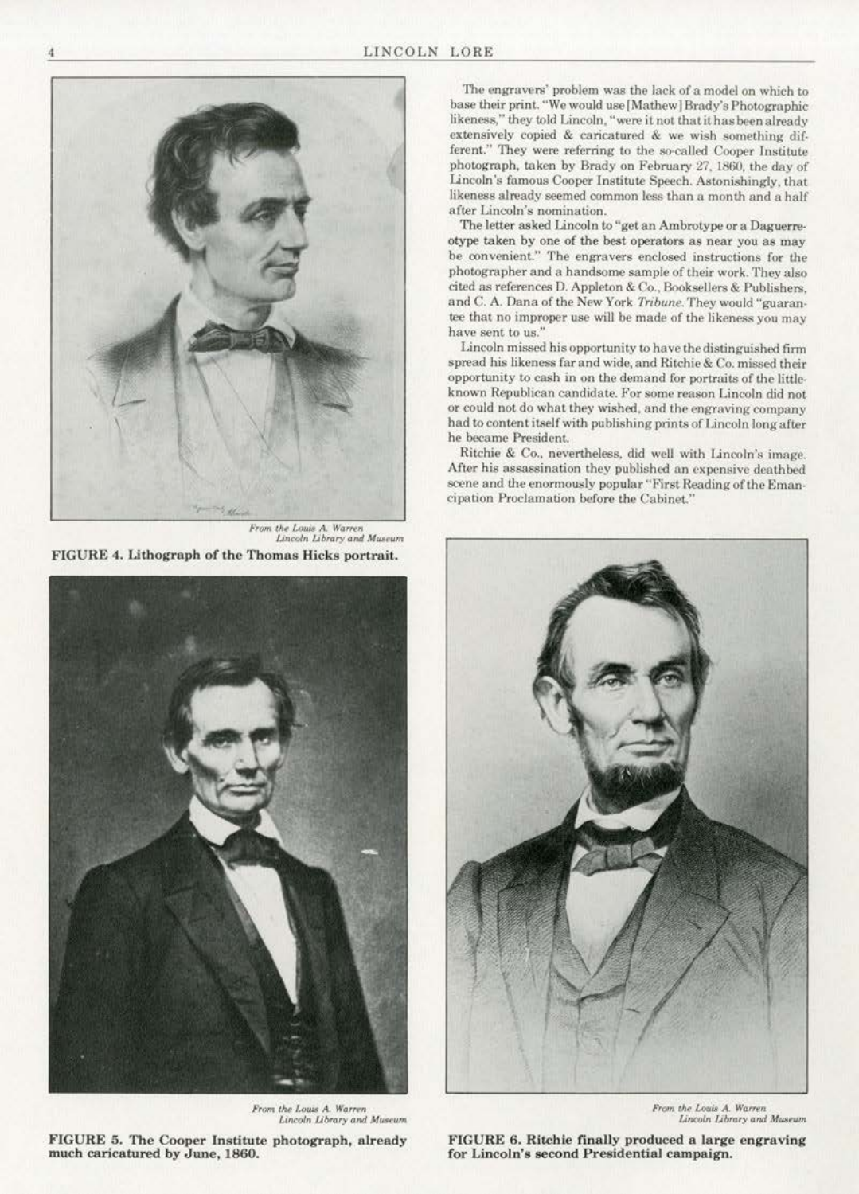From the Louis A. Warren Lincoln Library and Museum

FIGURE 4. Lithograph of the Thomas Hicks portrait.

From the Louis A. Warren Lincoln Library and Museum

FIGURE 5. The Cooper Institute photograph, already much caricatured by June, 1860.

The engravers' problem was the lack of a model on which to base their print. "We would use [Mathew] Brady's Photographic likeness," they told Lincoln, "were it not that it has been already extensively copied & caricatured & we wish something different." They were referring to the so-called Cooper Institute photograph, taken by Brady on February 27, 1860, the day of Lincoln's famous Cooper Institute Speech. Astonishingly, that likeness already seemed common less than a month and a half after Lincoln's nomination.

The letter asked Lincoln to "get an Ambrotype or a Daguerreotype taken by one of the best operators as near you as may be convenient." The engravers enclosed instructions for the photographer and a handsome sample of their work. They also cited as references D. Appleton & Co., Booksellers & Publishers, and C. A. Dana of the New York *Tribune*. They would "guarantee that no improper use will be made of the likeness you may have sent to us."

Lincoln missed his opportunity to have the distinguished firm spread his likeness far and wide, and Ritchie & Co. missed their opportunity to cash in on the demand for portraits of the little-known Republican candidate. For some reason Lincoln did not or could not do what they wished, and the engraving company had to content itself with publishing prints of Lincoln long after he became President.

Ritchie & Co., nevertheless, did well with Lincoln's image. After his assassination they published an expensive deathbed scene and the enormously popular "First Reading of the Emancipation Proclamation before the Cabinet."

From the Louis A. Warren Lincoln Library and Museum

FIGURE 6. Ritchie finally produced a large engraving for Lincoln's second Presidential campaign.